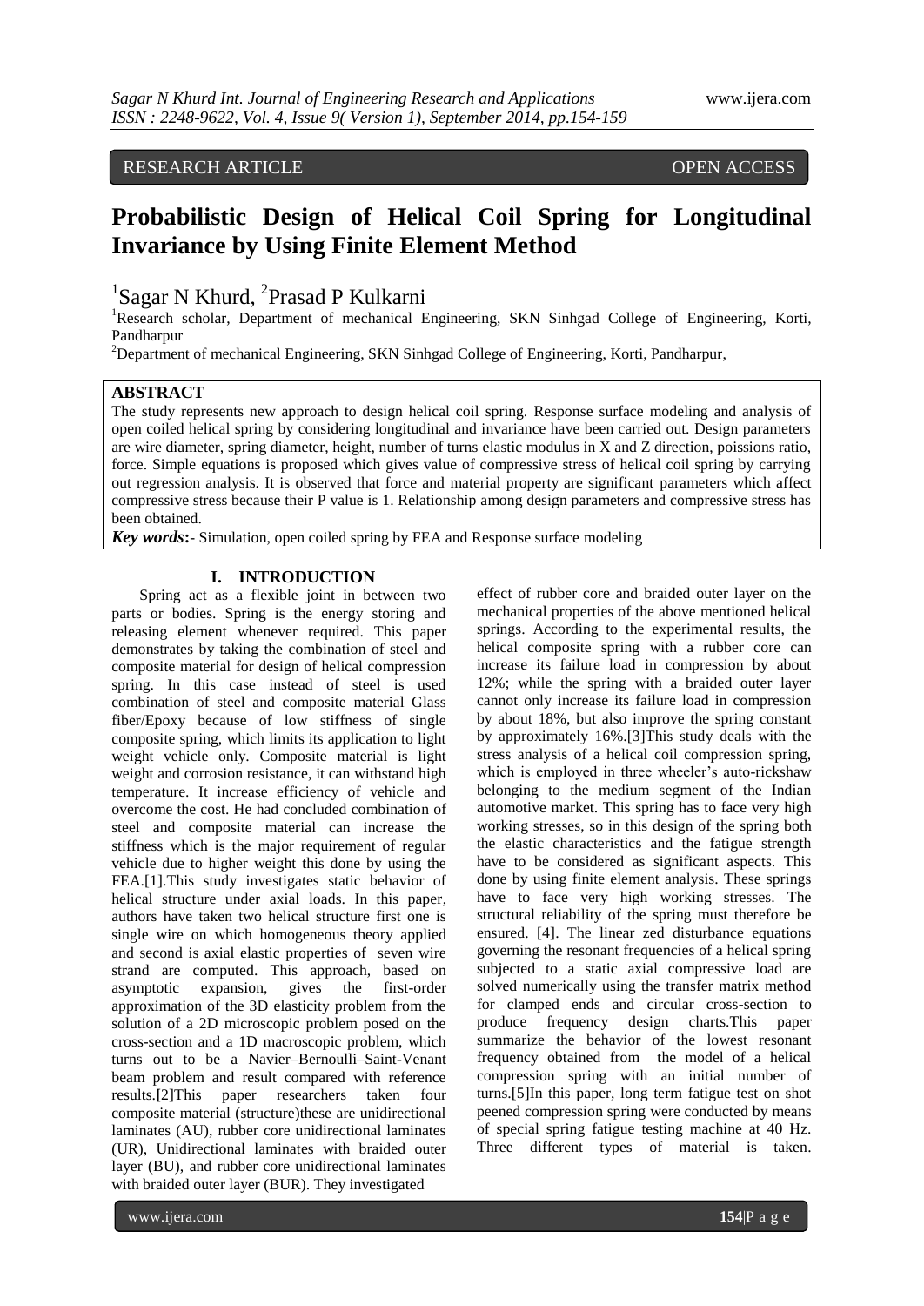RESEARCH ARTICLE OPEN ACCESS

# Probabilistic Design of Helical Coil Spring for Longitudinal Invariance by Using Finite Element Method

[1]Sagar N Khurd, [2]Prasad P Kulkarni

[1]Research scholar, Department of mechanical Engineering, SKN Sinhgad College of Engineering, Korti, Pandharpur

[2]Department of mechanical Engineering, SKN Sinhgad College of Engineering, Korti, Pandharpur,

## ABSTRACT

The study represents new approach to design helical coil spring. Response surface modeling and analysis of open coiled helical spring by considering longitudinal and invariance have been carried out. Design parameters are wire diameter, spring diameter, height, number of turns elastic modulus in X and Z direction, poissions ratio, force. Simple equations is proposed which gives value of compressive stress of helical coil spring by carrying out regression analysis. It is observed that force and material property are significant parameters which affect compressive stress because their P value is 1. Relationship among design parameters and compressive stress has been obtained.

***Key words*:**- Simulation, open coiled spring by FEA and Response surface modeling

## I. INTRODUCTION

Spring act as a flexible joint in between two parts or bodies. Spring is the energy storing and releasing element whenever required. This paper demonstrates by taking the combination of steel and composite material for design of helical compression spring. In this case instead of steel is used combination of steel and composite material Glass fiber/Epoxy because of low stiffness of single composite spring, which limits its application to light weight vehicle only. Composite material is light weight and corrosion resistance, it can withstand high temperature. It increase efficiency of vehicle and overcome the cost. He had concluded combination of steel and composite material can increase the stiffness which is the major requirement of regular vehicle due to higher weight this done by using the FEA.[1].This study investigates static behavior of helical structure under axial loads. In this paper, authors have taken two helical structure first one is single wire on which homogeneous theory applied and second is axial elastic properties of seven wire strand are computed. This approach, based on asymptotic expansion, gives the first-order approximation of the 3D elasticity problem from the solution of a 2D microscopic problem posed on the cross-section and a 1D macroscopic problem, which turns out to be a Navier–Bernoulli–Saint-Venant beam problem and result compared with reference results.[2]This paper researchers taken four composite material (structure)these are unidirectional laminates (AU), rubber core unidirectional laminates (UR), Unidirectional laminates with braided outer layer (BU), and rubber core unidirectional laminates with braided outer layer (BUR). They investigated effect of rubber core and braided outer layer on the mechanical properties of the above mentioned helical springs. According to the experimental results, the helical composite spring with a rubber core can increase its failure load in compression by about 12%; while the spring with a braided outer layer cannot only increase its failure load in compression by about 18%, but also improve the spring constant by approximately 16%.[3]This study deals with the stress analysis of a helical coil compression spring, which is employed in three wheeler's auto-rickshaw belonging to the medium segment of the Indian automotive market. This spring has to face very high working stresses, so in this design of the spring both the elastic characteristics and the fatigue strength have to be considered as significant aspects. This done by using finite element analysis. These springs have to face very high working stresses. The structural reliability of the spring must therefore be ensured. [4]. The linear zed disturbance equations governing the resonant frequencies of a helical spring subjected to a static axial compressive load are solved numerically using the transfer matrix method for clamped ends and circular cross-section to produce frequency design charts.This paper summarize the behavior of the lowest resonant frequency obtained from the model of a helical compression spring with an initial number of turns.[5]In this paper, long term fatigue test on shot peened compression spring were conducted by means of special spring fatigue testing machine at 40 Hz. Three different types of material is taken.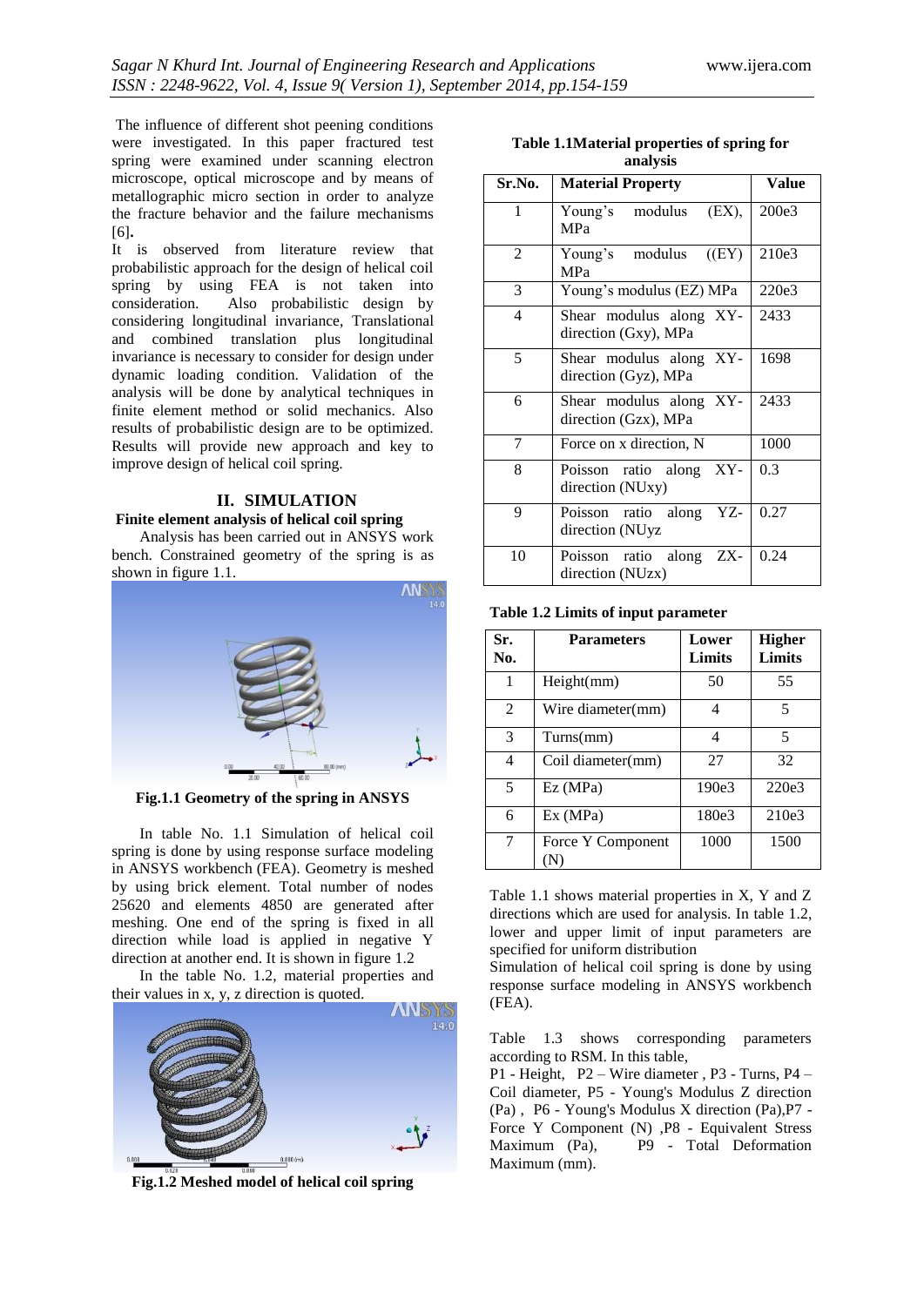The influence of different shot peening conditions were investigated. In this paper fractured test spring were examined under scanning electron microscope, optical microscope and by means of metallographic micro section in order to analyze the fracture behavior and the failure mechanisms [6].

It is observed from literature review that probabilistic approach for the design of helical coil spring by using FEA is not taken into consideration. Also probabilistic design by considering longitudinal invariance, Translational and combined translation plus longitudinal invariance is necessary to consider for design under dynamic loading condition. Validation of the analysis will be done by analytical techniques in finite element method or solid mechanics. Also results of probabilistic design are to be optimized. Results will provide new approach and key to improve design of helical coil spring.

## II. SIMULATION

### Finite element analysis of helical coil spring

Analysis has been carried out in ANSYS work bench. Constrained geometry of the spring is as shown in figure 1.1.

**Fig.1.1 Geometry of the spring in ANSYS**

In table No. 1.1 Simulation of helical coil spring is done by using response surface modeling in ANSYS workbench (FEA). Geometry is meshed by using brick element. Total number of nodes 25620 and elements 4850 are generated after meshing. One end of the spring is fixed in all direction while load is applied in negative Y direction at another end. It is shown in figure 1.2

In the table No. 1.2, material properties and their values in x, y, z direction is quoted.

**Fig.1.2 Meshed model of helical coil spring**

**Table 1.1Material properties of spring for analysis**

| Sr.No. | Material Property | Value |
|---|---|---|
| 1 | Young's modulus (EX), MPa | 200e3 |
| 2 | Young's modulus ((EY) MPa | 210e3 |
| 3 | Young's modulus (EZ) MPa | 220e3 |
| 4 | Shear modulus along XY-direction (Gxy), MPa | 2433 |
| 5 | Shear modulus along XY-direction (Gyz), MPa | 1698 |
| 6 | Shear modulus along XY-direction (Gzx), MPa | 2433 |
| 7 | Force on x direction, N | 1000 |
| 8 | Poisson ratio along XY-direction (NUxy) | 0.3 |
| 9 | Poisson ratio along YZ-direction (NUyz | 0.27 |
| 10 | Poisson ratio along ZX-direction (NUzx) | 0.24 |

**Table 1.2 Limits of input parameter**

| Sr. No. | Parameters | Lower Limits | Higher Limits |
|---|---|---|---|
| 1 | Height(mm) | 50 | 55 |
| 2 | Wire diameter(mm) | 4 | 5 |
| 3 | Turns(mm) | 4 | 5 |
| 4 | Coil diameter(mm) | 27 | 32 |
| 5 | Ez (MPa) | 190e3 | 220e3 |
| 6 | Ex (MPa) | 180e3 | 210e3 |
| 7 | Force Y Component (N) | 1000 | 1500 |

Table 1.1 shows material properties in X, Y and Z directions which are used for analysis. In table 1.2, lower and upper limit of input parameters are specified for uniform distribution

Simulation of helical coil spring is done by using response surface modeling in ANSYS workbench (FEA).

Table 1.3 shows corresponding parameters according to RSM. In this table,

P1 - Height, P2 – Wire diameter , P3 - Turns, P4 – Coil diameter, P5 - Young's Modulus Z direction (Pa) , P6 - Young's Modulus X direction (Pa),P7 - Force Y Component (N) ,P8 - Equivalent Stress Maximum (Pa), P9 - Total Deformation Maximum (mm).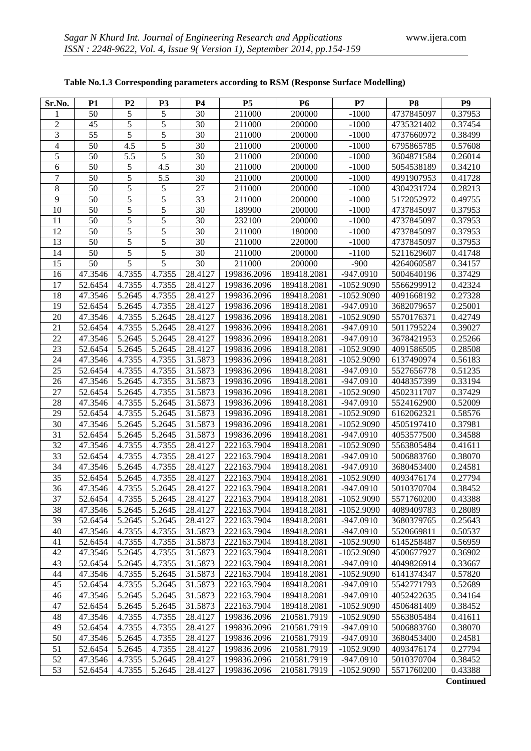**Table No.1.3 Corresponding parameters according to RSM (Response Surface Modelling)**

| Sr.No. | P1 | P2 | P3 | P4 | P5 | P6 | P7 | P8 | P9 |
|---|---|---|---|---|---|---|---|---|---|
| 1 | 50 | 5 | 5 | 30 | 211000 | 200000 | -1000 | 4737845097 | 0.37953 |
| 2 | 45 | 5 | 5 | 30 | 211000 | 200000 | -1000 | 4735321402 | 0.37454 |
| 3 | 55 | 5 | 5 | 30 | 211000 | 200000 | -1000 | 4737660972 | 0.38499 |
| 4 | 50 | 4.5 | 5 | 30 | 211000 | 200000 | -1000 | 6795865785 | 0.57608 |
| 5 | 50 | 5.5 | 5 | 30 | 211000 | 200000 | -1000 | 3604871584 | 0.26014 |
| 6 | 50 | 5 | 4.5 | 30 | 211000 | 200000 | -1000 | 5054538189 | 0.34210 |
| 7 | 50 | 5 | 5.5 | 30 | 211000 | 200000 | -1000 | 4991907953 | 0.41728 |
| 8 | 50 | 5 | 5 | 27 | 211000 | 200000 | -1000 | 4304231724 | 0.28213 |
| 9 | 50 | 5 | 5 | 33 | 211000 | 200000 | -1000 | 5172052972 | 0.49755 |
| 10 | 50 | 5 | 5 | 30 | 189900 | 200000 | -1000 | 4737845097 | 0.37953 |
| 11 | 50 | 5 | 5 | 30 | 232100 | 200000 | -1000 | 4737845097 | 0.37953 |
| 12 | 50 | 5 | 5 | 30 | 211000 | 180000 | -1000 | 4737845097 | 0.37953 |
| 13 | 50 | 5 | 5 | 30 | 211000 | 220000 | -1000 | 4737845097 | 0.37953 |
| 14 | 50 | 5 | 5 | 30 | 211000 | 200000 | -1100 | 5211629607 | 0.41748 |
| 15 | 50 | 5 | 5 | 30 | 211000 | 200000 | -900 | 4264060587 | 0.34157 |
| 16 | 47.3546 | 4.7355 | 4.7355 | 28.4127 | 199836.2096 | 189418.2081 | -947.0910 | 5004640196 | 0.37429 |
| 17 | 52.6454 | 4.7355 | 4.7355 | 28.4127 | 199836.2096 | 189418.2081 | -1052.9090 | 5566299912 | 0.42324 |
| 18 | 47.3546 | 5.2645 | 4.7355 | 28.4127 | 199836.2096 | 189418.2081 | -1052.9090 | 4091668192 | 0.27328 |
| 19 | 52.6454 | 5.2645 | 4.7355 | 28.4127 | 199836.2096 | 189418.2081 | -947.0910 | 3682079657 | 0.25001 |
| 20 | 47.3546 | 4.7355 | 5.2645 | 28.4127 | 199836.2096 | 189418.2081 | -1052.9090 | 5570176371 | 0.42749 |
| 21 | 52.6454 | 4.7355 | 5.2645 | 28.4127 | 199836.2096 | 189418.2081 | -947.0910 | 5011795224 | 0.39027 |
| 22 | 47.3546 | 5.2645 | 5.2645 | 28.4127 | 199836.2096 | 189418.2081 | -947.0910 | 3678421953 | 0.25266 |
| 23 | 52.6454 | 5.2645 | 5.2645 | 28.4127 | 199836.2096 | 189418.2081 | -1052.9090 | 4091586505 | 0.28508 |
| 24 | 47.3546 | 4.7355 | 4.7355 | 31.5873 | 199836.2096 | 189418.2081 | -1052.9090 | 6137490974 | 0.56183 |
| 25 | 52.6454 | 4.7355 | 4.7355 | 31.5873 | 199836.2096 | 189418.2081 | -947.0910 | 5527656778 | 0.51235 |
| 26 | 47.3546 | 5.2645 | 4.7355 | 31.5873 | 199836.2096 | 189418.2081 | -947.0910 | 4048357399 | 0.33194 |
| 27 | 52.6454 | 5.2645 | 4.7355 | 31.5873 | 199836.2096 | 189418.2081 | -1052.9090 | 4502311707 | 0.37429 |
| 28 | 47.3546 | 4.7355 | 5.2645 | 31.5873 | 199836.2096 | 189418.2081 | -947.0910 | 5524162900 | 0.52009 |
| 29 | 52.6454 | 4.7355 | 5.2645 | 31.5873 | 199836.2096 | 189418.2081 | -1052.9090 | 6162062321 | 0.58576 |
| 30 | 47.3546 | 5.2645 | 5.2645 | 31.5873 | 199836.2096 | 189418.2081 | -1052.9090 | 4505197410 | 0.37981 |
| 31 | 52.6454 | 5.2645 | 5.2645 | 31.5873 | 199836.2096 | 189418.2081 | -947.0910 | 4053577500 | 0.34588 |
| 32 | 47.3546 | 4.7355 | 4.7355 | 28.4127 | 222163.7904 | 189418.2081 | -1052.9090 | 5563805484 | 0.41611 |
| 33 | 52.6454 | 4.7355 | 4.7355 | 28.4127 | 222163.7904 | 189418.2081 | -947.0910 | 5006883760 | 0.38070 |
| 34 | 47.3546 | 5.2645 | 4.7355 | 28.4127 | 222163.7904 | 189418.2081 | -947.0910 | 3680453400 | 0.24581 |
| 35 | 52.6454 | 5.2645 | 4.7355 | 28.4127 | 222163.7904 | 189418.2081 | -1052.9090 | 4093476174 | 0.27794 |
| 36 | 47.3546 | 4.7355 | 5.2645 | 28.4127 | 222163.7904 | 189418.2081 | -947.0910 | 5010370704 | 0.38452 |
| 37 | 52.6454 | 4.7355 | 5.2645 | 28.4127 | 222163.7904 | 189418.2081 | -1052.9090 | 5571760200 | 0.43388 |
| 38 | 47.3546 | 5.2645 | 5.2645 | 28.4127 | 222163.7904 | 189418.2081 | -1052.9090 | 4089409783 | 0.28089 |
| 39 | 52.6454 | 5.2645 | 5.2645 | 28.4127 | 222163.7904 | 189418.2081 | -947.0910 | 3680379765 | 0.25643 |
| 40 | 47.3546 | 4.7355 | 4.7355 | 31.5873 | 222163.7904 | 189418.2081 | -947.0910 | 5520669811 | 0.50537 |
| 41 | 52.6454 | 4.7355 | 4.7355 | 31.5873 | 222163.7904 | 189418.2081 | -1052.9090 | 6145258487 | 0.56959 |
| 42 | 47.3546 | 5.2645 | 4.7355 | 31.5873 | 222163.7904 | 189418.2081 | -1052.9090 | 4500677927 | 0.36902 |
| 43 | 52.6454 | 5.2645 | 4.7355 | 31.5873 | 222163.7904 | 189418.2081 | -947.0910 | 4049826914 | 0.33667 |
| 44 | 47.3546 | 4.7355 | 5.2645 | 31.5873 | 222163.7904 | 189418.2081 | -1052.9090 | 6141374347 | 0.57820 |
| 45 | 52.6454 | 4.7355 | 5.2645 | 31.5873 | 222163.7904 | 189418.2081 | -947.0910 | 5542771793 | 0.52689 |
| 46 | 47.3546 | 5.2645 | 5.2645 | 31.5873 | 222163.7904 | 189418.2081 | -947.0910 | 4052422635 | 0.34164 |
| 47 | 52.6454 | 5.2645 | 5.2645 | 31.5873 | 222163.7904 | 189418.2081 | -1052.9090 | 4506481409 | 0.38452 |
| 48 | 47.3546 | 4.7355 | 4.7355 | 28.4127 | 199836.2096 | 210581.7919 | -1052.9090 | 5563805484 | 0.41611 |
| 49 | 52.6454 | 4.7355 | 4.7355 | 28.4127 | 199836.2096 | 210581.7919 | -947.0910 | 5006883760 | 0.38070 |
| 50 | 47.3546 | 5.2645 | 4.7355 | 28.4127 | 199836.2096 | 210581.7919 | -947.0910 | 3680453400 | 0.24581 |
| 51 | 52.6454 | 5.2645 | 4.7355 | 28.4127 | 199836.2096 | 210581.7919 | -1052.9090 | 4093476174 | 0.27794 |
| 52 | 47.3546 | 4.7355 | 5.2645 | 28.4127 | 199836.2096 | 210581.7919 | -947.0910 | 5010370704 | 0.38452 |
| 53 | 52.6454 | 4.7355 | 5.2645 | 28.4127 | 199836.2096 | 210581.7919 | -1052.9090 | 5571760200 | 0.43388 |

**Continued**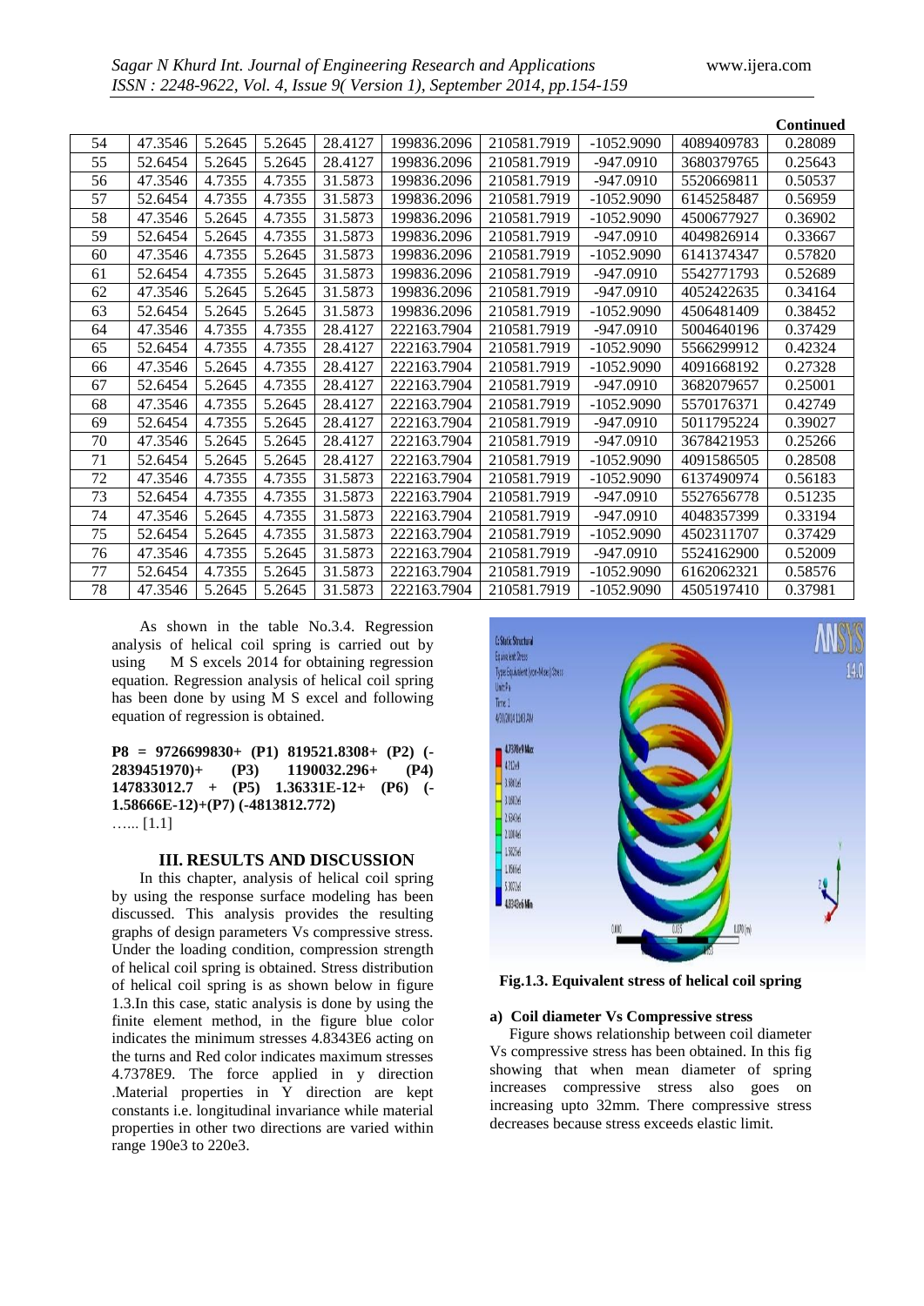**Continued**

| 54 | 47.3546 | 5.2645 | 5.2645 | 28.4127 | 199836.2096 | 210581.7919 | -1052.9090 | 4089409783 | 0.28089 |
|---|---|---|---|---|---|---|---|---|---|
| 55 | 52.6454 | 5.2645 | 5.2645 | 28.4127 | 199836.2096 | 210581.7919 | -947.0910 | 3680379765 | 0.25643 |
| 56 | 47.3546 | 4.7355 | 4.7355 | 31.5873 | 199836.2096 | 210581.7919 | -947.0910 | 5520669811 | 0.50537 |
| 57 | 52.6454 | 4.7355 | 4.7355 | 31.5873 | 199836.2096 | 210581.7919 | -1052.9090 | 6145258487 | 0.56959 |
| 58 | 47.3546 | 5.2645 | 4.7355 | 31.5873 | 199836.2096 | 210581.7919 | -1052.9090 | 4500677927 | 0.36902 |
| 59 | 52.6454 | 5.2645 | 4.7355 | 31.5873 | 199836.2096 | 210581.7919 | -947.0910 | 4049826914 | 0.33667 |
| 60 | 47.3546 | 4.7355 | 5.2645 | 31.5873 | 199836.2096 | 210581.7919 | -1052.9090 | 6141374347 | 0.57820 |
| 61 | 52.6454 | 4.7355 | 5.2645 | 31.5873 | 199836.2096 | 210581.7919 | -947.0910 | 5542771793 | 0.52689 |
| 62 | 47.3546 | 5.2645 | 5.2645 | 31.5873 | 199836.2096 | 210581.7919 | -947.0910 | 4052422635 | 0.34164 |
| 63 | 52.6454 | 5.2645 | 5.2645 | 31.5873 | 199836.2096 | 210581.7919 | -1052.9090 | 4506481409 | 0.38452 |
| 64 | 47.3546 | 4.7355 | 4.7355 | 28.4127 | 222163.7904 | 210581.7919 | -947.0910 | 5004640196 | 0.37429 |
| 65 | 52.6454 | 4.7355 | 4.7355 | 28.4127 | 222163.7904 | 210581.7919 | -1052.9090 | 5566299912 | 0.42324 |
| 66 | 47.3546 | 5.2645 | 4.7355 | 28.4127 | 222163.7904 | 210581.7919 | -1052.9090 | 4091668192 | 0.27328 |
| 67 | 52.6454 | 5.2645 | 4.7355 | 28.4127 | 222163.7904 | 210581.7919 | -947.0910 | 3682079657 | 0.25001 |
| 68 | 47.3546 | 4.7355 | 5.2645 | 28.4127 | 222163.7904 | 210581.7919 | -1052.9090 | 5570176371 | 0.42749 |
| 69 | 52.6454 | 4.7355 | 5.2645 | 28.4127 | 222163.7904 | 210581.7919 | -947.0910 | 5011795224 | 0.39027 |
| 70 | 47.3546 | 5.2645 | 5.2645 | 28.4127 | 222163.7904 | 210581.7919 | -947.0910 | 3678421953 | 0.25266 |
| 71 | 52.6454 | 5.2645 | 5.2645 | 28.4127 | 222163.7904 | 210581.7919 | -1052.9090 | 4091586505 | 0.28508 |
| 72 | 47.3546 | 4.7355 | 4.7355 | 31.5873 | 222163.7904 | 210581.7919 | -1052.9090 | 6137490974 | 0.56183 |
| 73 | 52.6454 | 4.7355 | 4.7355 | 31.5873 | 222163.7904 | 210581.7919 | -947.0910 | 5527656778 | 0.51235 |
| 74 | 47.3546 | 5.2645 | 4.7355 | 31.5873 | 222163.7904 | 210581.7919 | -947.0910 | 4048337399 | 0.33194 |
| 75 | 52.6454 | 5.2645 | 4.7355 | 31.5873 | 222163.7904 | 210581.7919 | -1052.9090 | 4502311707 | 0.37429 |
| 76 | 47.3546 | 4.7355 | 5.2645 | 31.5873 | 222163.7904 | 210581.7919 | -947.0910 | 5524162900 | 0.52009 |
| 77 | 52.6454 | 4.7355 | 5.2645 | 31.5873 | 222163.7904 | 210581.7919 | -1052.9090 | 6162062321 | 0.58576 |
| 78 | 47.3546 | 5.2645 | 5.2645 | 31.5873 | 222163.7904 | 210581.7919 | -1052.9090 | 4505197410 | 0.37981 |

As shown in the table No.3.4. Regression analysis of helical coil spring is carried out by using M S excels 2014 for obtaining regression equation. Regression analysis of helical coil spring has been done by using M S excel and following equation of regression is obtained.

**P8 = 9726699830+ (P1) 819521.8308+ (P2) (-2839451970)+ (P3) 1190032.296+ (P4) 147833012.7 + (P5) 1.36331E-12+ (P6) (-1.58666E-12)+(P7) (-4813812.772)**
…... [1.1]

## III. RESULTS AND DISCUSSION

In this chapter, analysis of helical coil spring by using the response surface modeling has been discussed. This analysis provides the resulting graphs of design parameters Vs compressive stress. Under the loading condition, compression strength of helical coil spring is obtained. Stress distribution of helical coil spring is as shown below in figure 1.3.In this case, static analysis is done by using the finite element method, in the figure blue color indicates the minimum stresses 4.8343E6 acting on the turns and Red color indicates maximum stresses 4.7378E9. The force applied in y direction .Material properties in Y direction are kept constants i.e. longitudinal invariance while material properties in other two directions are varied within range 190e3 to 220e3.

**Fig.1.3. Equivalent stress of helical coil spring**

### a) Coil diameter Vs Compressive stress

Figure shows relationship between coil diameter Vs compressive stress has been obtained. In this fig showing that when mean diameter of spring increases compressive stress also goes on increasing upto 32mm. There compressive stress decreases because stress exceeds elastic limit.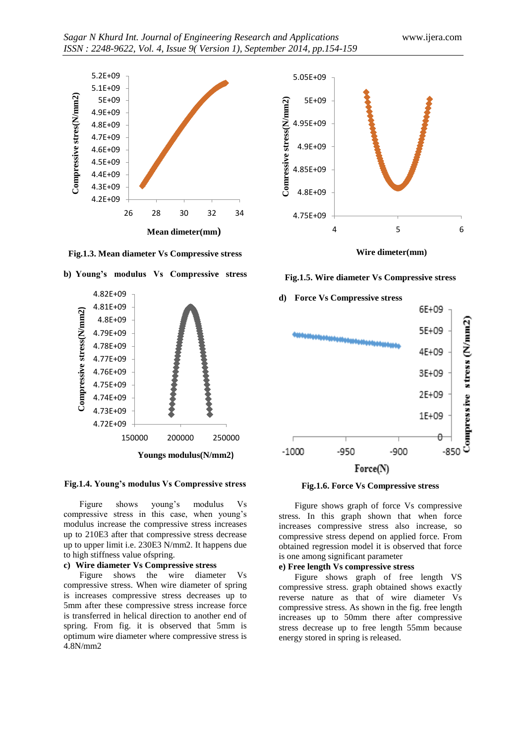**Fig.1.3. Mean diameter Vs Compressive stress**

**b) Young's modulus Vs Compressive stress**

**Fig.1.4. Young's modulus Vs Compressive stress**

Figure shows young's modulus Vs compressive stress in this case, when young's modulus increase the compressive stress increases up to 210E3 after that compressive stress decrease up to upper limit i.e. 230E3 N/mm2. It happens due to high stiffness value ofspring.

**c) Wire diameter Vs Compressive stress**

Figure shows the wire diameter Vs compressive stress. When wire diameter of spring is increases compressive stress decreases up to 5mm after these compressive stress increase force is transferred in helical direction to another end of spring. From fig. it is observed that 5mm is optimum wire diameter where compressive stress is 4.8N/mm2

**Fig.1.5. Wire diameter Vs Compressive stress**

**d) Force Vs Compressive stress**

**Fig.1.6. Force Vs Compressive stress**

Figure shows graph of force Vs compressive stress. In this graph shown that when force increases compressive stress also increase, so compressive stress depend on applied force. From obtained regression model it is observed that force is one among significant parameter

**e) Free length Vs compressive stress**

Figure shows graph of free length VS compressive stress. graph obtained shows exactly reverse nature as that of wire diameter Vs compressive stress. As shown in the fig. free length increases up to 50mm there after compressive stress decrease up to free length 55mm because energy stored in spring is released.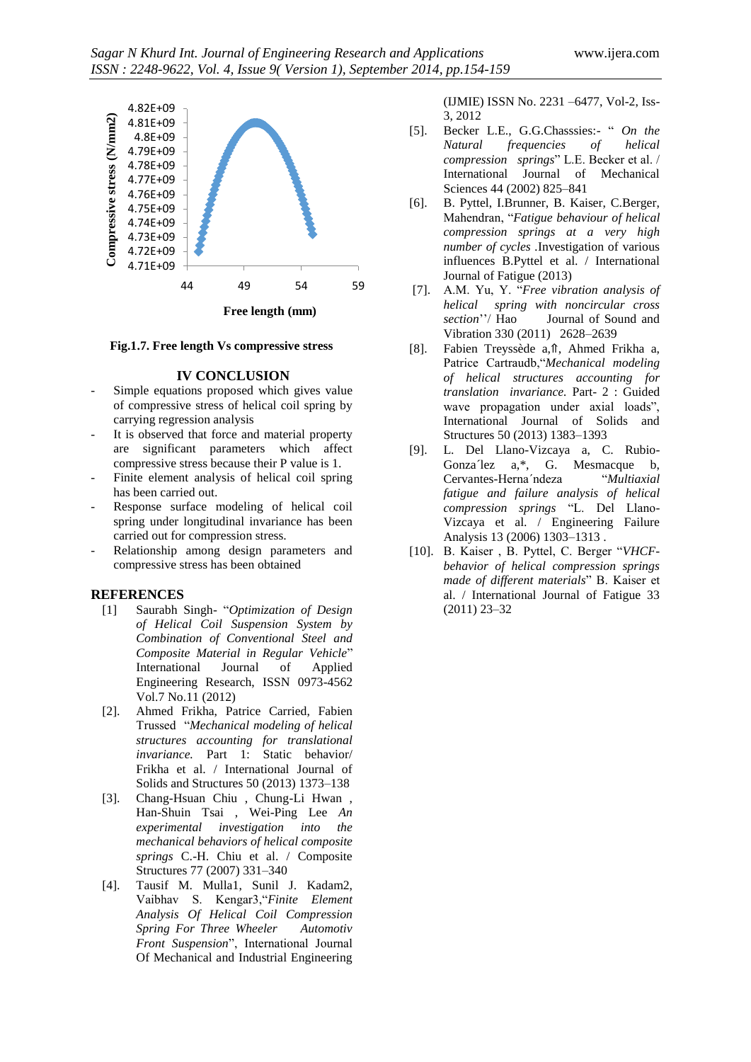4.82E+09
4.81E+09
4.8E+09
4.79E+09
4.78E+09
4.77E+09
4.76E+09
4.75E+09
4.74E+09
4.73E+09
4.72E+09
4.71E+09

Compressive stress (N/mm2)

44
49
54
59

Free length (mm)

**Fig.1.7. Free length Vs compressive stress**

## IV CONCLUSION

- Simple equations proposed which gives value of compressive stress of helical coil spring by carrying regression analysis
- It is observed that force and material property are significant parameters which affect compressive stress because their P value is 1.
- Finite element analysis of helical coil spring has been carried out.
- Response surface modeling of helical coil spring under longitudinal invariance has been carried out for compression stress.
- Relationship among design parameters and compressive stress has been obtained

## REFERENCES

[1] Saurabh Singh- "*Optimization of Design of Helical Coil Suspension System by Combination of Conventional Steel and Composite Material in Regular Vehicle*" International Journal of Applied Engineering Research, ISSN 0973-4562 Vol.7 No.11 (2012)

[2]. Ahmed Frikha, Patrice Carried, Fabien Trussed "*Mechanical modeling of helical structures accounting for translational invariance.* Part 1: Static behavior/ Frikha et al. / International Journal of Solids and Structures 50 (2013) 1373–138

[3]. Chang-Hsuan Chiu , Chung-Li Hwan , Han-Shuin Tsai , Wei-Ping Lee *An experimental investigation into the mechanical behaviors of helical composite springs* C.-H. Chiu et al. / Composite Structures 77 (2007) 331–340

[4]. Tausif M. Mulla1, Sunil J. Kadam2, Vaibhav S. Kengar3,"*Finite Element Analysis Of Helical Coil Compression Spring For Three Wheeler Automotiv Front Suspension*", International Journal Of Mechanical and Industrial Engineering (IJMIE) ISSN No. 2231 –6477, Vol-2, Iss-3, 2012

[5]. Becker L.E., G.G.Chasssies:- " *On the Natural frequencies of helical compression springs*" L.E. Becker et al. / International Journal of Mechanical Sciences 44 (2002) 825–841

[6]. B. Pyttel, I.Brunner, B. Kaiser, C.Berger, Mahendran, "*Fatigue behaviour of helical compression springs at a very high number of cycles* .Investigation of various influences B.Pyttel et al. / International Journal of Fatigue (2013)

[7]. A.M. Yu, Y. "*Free vibration analysis of helical spring with noncircular cross section*''/ Hao Journal of Sound and Vibration 330 (2011) 2628–2639

[8]. Fabien Treyssède a,⇑, Ahmed Frikha a, Patrice Cartraudb,"*Mechanical modeling of helical structures accounting for translation invariance.* Part- 2 : Guided wave propagation under axial loads", International Journal of Solids and Structures 50 (2013) 1383–1393

[9]. L. Del Llano-Vizcaya a, C. Rubio-Gonza´lez a,*, G. Mesmacque b, Cervantes-Herna´ndeza "*Multiaxial fatigue and failure analysis of helical compression springs* "L. Del Llano-Vizcaya et al. / Engineering Failure Analysis 13 (2006) 1303–1313 .

[10]. B. Kaiser , B. Pyttel, C. Berger "*VHCF-behavior of helical compression springs made of different materials*" B. Kaiser et al. / International Journal of Fatigue 33 (2011) 23–32